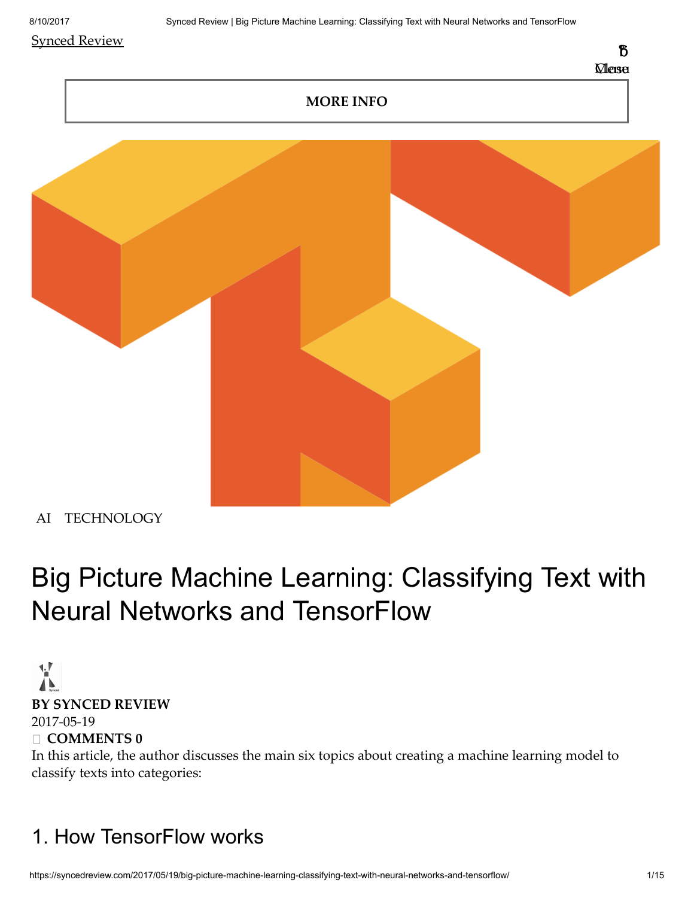Synced Review

MORE INFO

AI TECHNOLOGY

# Big Picture Machine Learning: Classifying Text with Neural Networks and TensorFlow

**BY SYNCED REVIEW**
2017-05-19
**COMMENTS 0**

In this article, the author discusses the main six topics about creating a machine learning model to classify texts into categories:

## 1. How TensorFlow works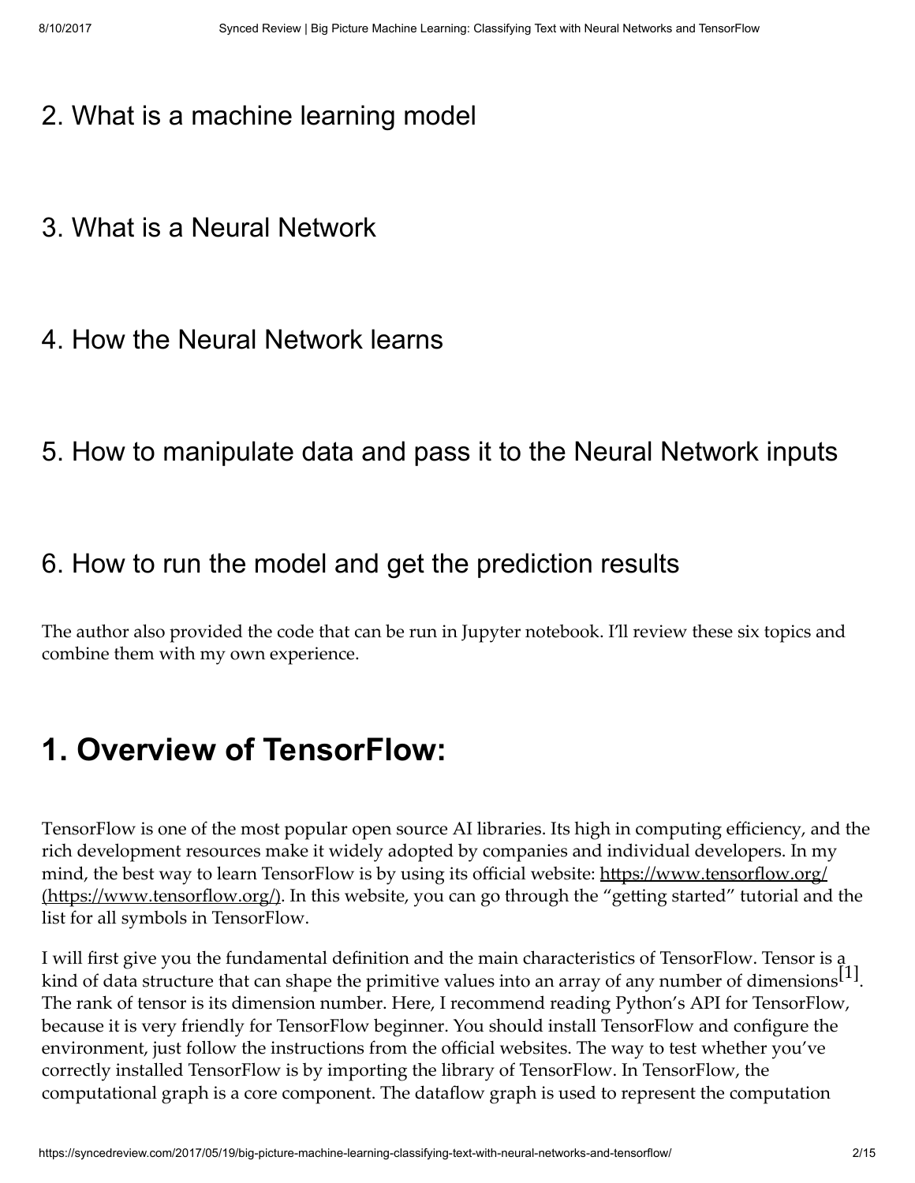## 2. What is a machine learning model

## 3. What is a Neural Network

## 4. How the Neural Network learns

## 5. How to manipulate data and pass it to the Neural Network inputs

## 6. How to run the model and get the prediction results

The author also provided the code that can be run in Jupyter notebook. I'll review these six topics and combine them with my own experience.

# 1. Overview of TensorFlow:

TensorFlow is one of the most popular open source AI libraries. Its high in computing efficiency, and the rich development resources make it widely adopted by companies and individual developers. In my mind, the best way to learn TensorFlow is by using its official website: [https://www.tensorflow.org/ (https://www.tensorflow.org/)](https://www.tensorflow.org/). In this website, you can go through the "getting started" tutorial and the list for all symbols in TensorFlow.

I will first give you the fundamental definition and the main characteristics of TensorFlow. Tensor is a kind of data structure that can shape the primitive values into an array of any number of dimensions[1]. The rank of tensor is its dimension number. Here, I recommend reading Python's API for TensorFlow, because it is very friendly for TensorFlow beginner. You should install TensorFlow and configure the environment, just follow the instructions from the official websites. The way to test whether you've correctly installed TensorFlow is by importing the library of TensorFlow. In TensorFlow, the computational graph is a core component. The dataflow graph is used to represent the computation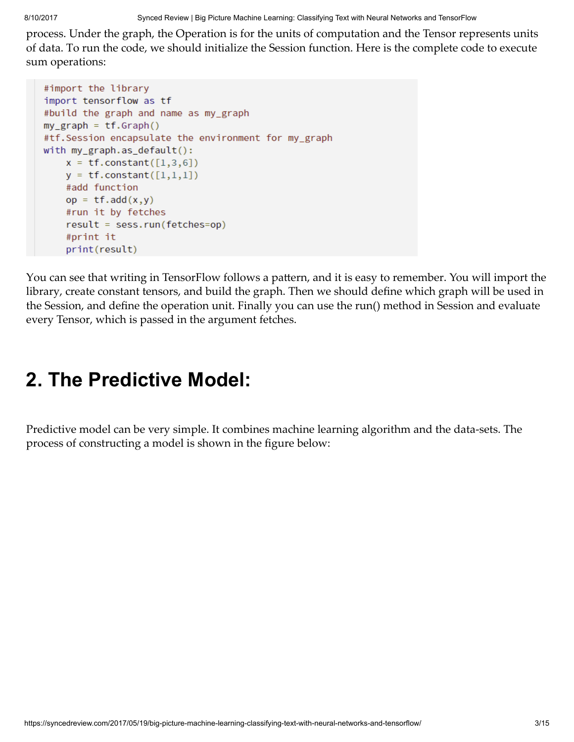process. Under the graph, the Operation is for the units of computation and the Tensor represents units of data. To run the code, we should initialize the Session function. Here is the complete code to execute sum operations:

```
#import the library
import tensorflow as tf
#build the graph and name as my_graph
my_graph = tf.Graph()
#tf.Session encapsulate the environment for my_graph
with my_graph.as_default():
    x = tf.constant([1,3,6])
    y = tf.constant([1,1,1])
    #add function
    op = tf.add(x,y)
    #run it by fetches
    result = sess.run(fetches=op)
    #print it
    print(result)
```

You can see that writing in TensorFlow follows a pattern, and it is easy to remember. You will import the library, create constant tensors, and build the graph. Then we should define which graph will be used in the Session, and define the operation unit. Finally you can use the run() method in Session and evaluate every Tensor, which is passed in the argument fetches.

## 2. The Predictive Model:

Predictive model can be very simple. It combines machine learning algorithm and the data-sets. The process of constructing a model is shown in the figure below: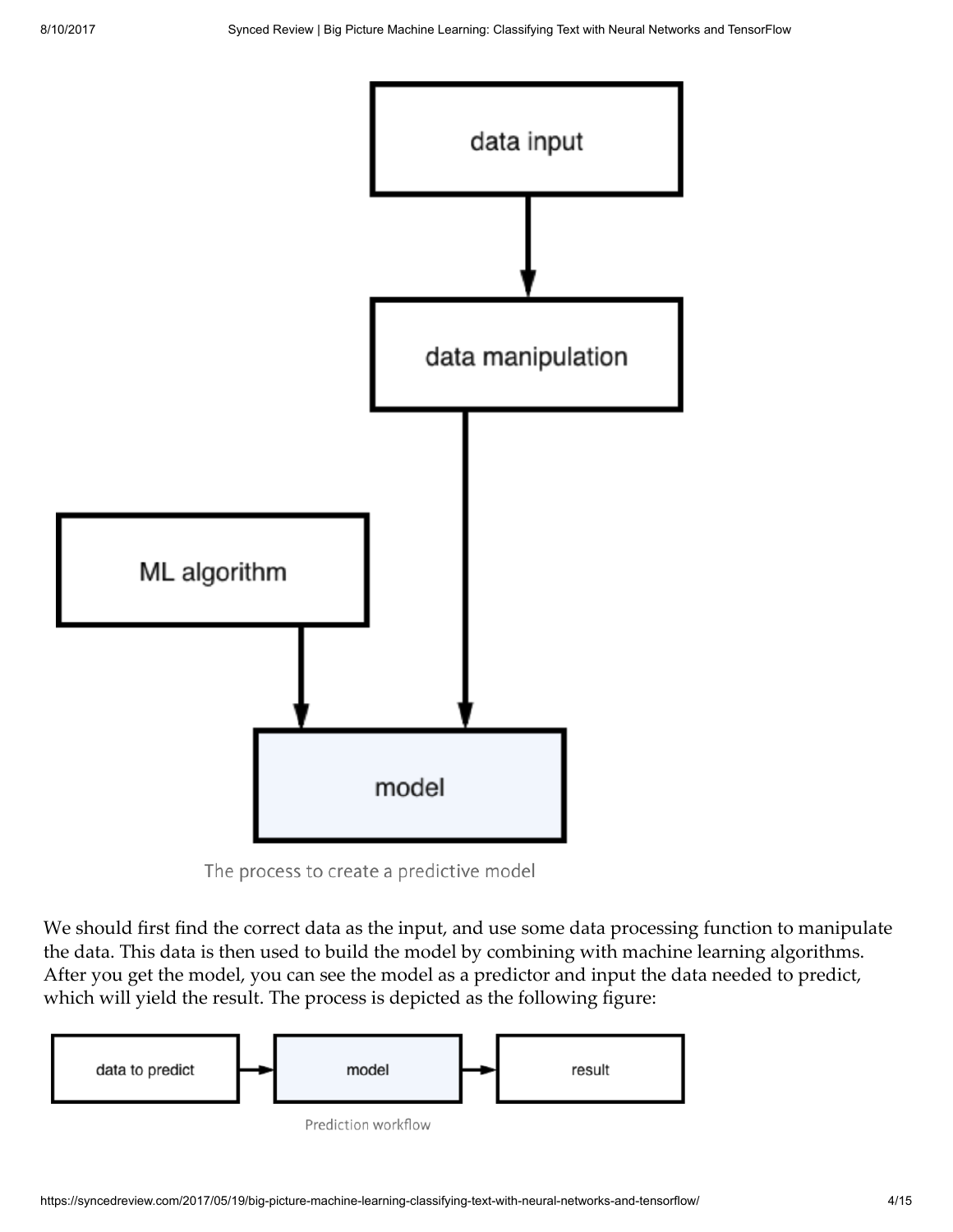data input

data manipulation

ML algorithm

model

The process to create a predictive model

We should first find the correct data as the input, and use some data processing function to manipulate the data. This data is then used to build the model by combining with machine learning algorithms. After you get the model, you can see the model as a predictor and input the data needed to predict, which will yield the result. The process is depicted as the following figure:

data to predict → model → result

Prediction workflow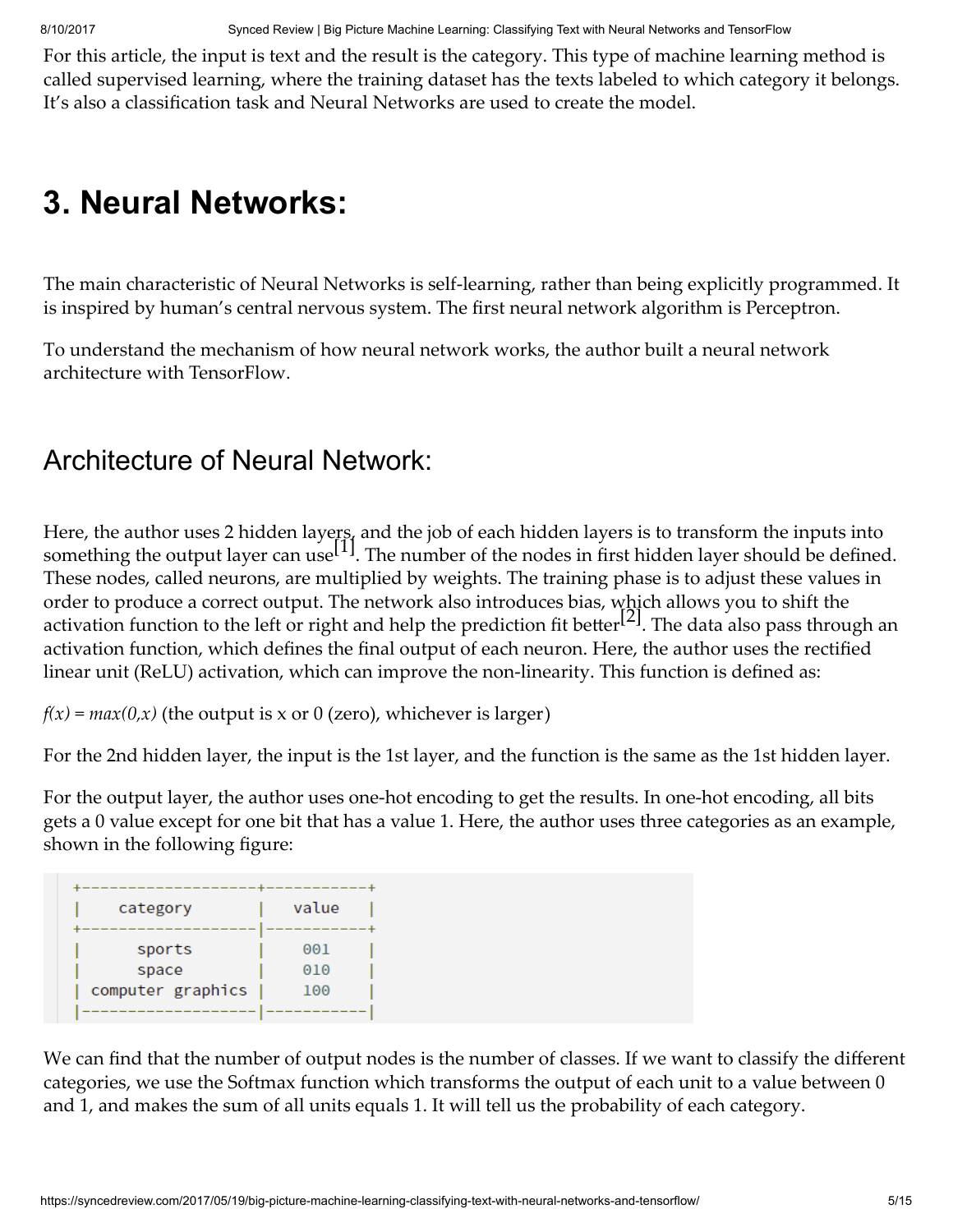For this article, the input is text and the result is the category. This type of machine learning method is called supervised learning, where the training dataset has the texts labeled to which category it belongs. It's also a classification task and Neural Networks are used to create the model.

# 3. Neural Networks:

The main characteristic of Neural Networks is self-learning, rather than being explicitly programmed. It is inspired by human's central nervous system. The first neural network algorithm is Perceptron.

To understand the mechanism of how neural network works, the author built a neural network architecture with TensorFlow.

## Architecture of Neural Network:

Here, the author uses 2 hidden layers, and the job of each hidden layers is to transform the inputs into something the output layer can use[1]. The number of the nodes in first hidden layer should be defined. These nodes, called neurons, are multiplied by weights. The training phase is to adjust these values in order to produce a correct output. The network also introduces bias, which allows you to shift the activation function to the left or right and help the prediction fit better[2]. The data also pass through an activation function, which defines the final output of each neuron. Here, the author uses the rectified linear unit (ReLU) activation, which can improve the non-linearity. This function is defined as:

$f(x) = max(0,x)$ (the output is x or 0 (zero), whichever is larger)

For the 2nd hidden layer, the input is the 1st layer, and the function is the same as the 1st hidden layer.

For the output layer, the author uses one-hot encoding to get the results. In one-hot encoding, all bits gets a 0 value except for one bit that has a value 1. Here, the author uses three categories as an example, shown in the following figure:

```
+-------------------+-----------+
|    category       |   value   |
+-------------------|-----------+
|      sports       |    001    |
|      space        |    010    |
| computer graphics |    100    |
|-------------------|-----------|
```

We can find that the number of output nodes is the number of classes. If we want to classify the different categories, we use the Softmax function which transforms the output of each unit to a value between 0 and 1, and makes the sum of all units equals 1. It will tell us the probability of each category.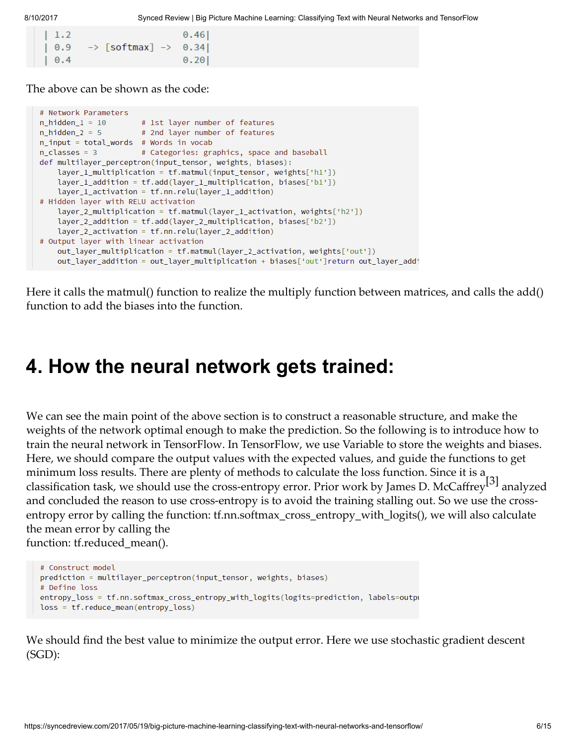```
| 1.2                    0.46|
| 0.9   -> [softmax] ->  0.34|
| 0.4                    0.20|
```

The above can be shown as the code:

```
# Network Parameters
n_hidden_1 = 10        # 1st layer number of features
n_hidden_2 = 5         # 2nd layer number of features
n_input = total_words  # Words in vocab
n_classes = 3          # Categories: graphics, space and baseball
def multilayer_perceptron(input_tensor, weights, biases):
    layer_1_multiplication = tf.matmul(input_tensor, weights['h1'])
    layer_1_addition = tf.add(layer_1_multiplication, biases['b1'])
    layer_1_activation = tf.nn.relu(layer_1_addition)
# Hidden layer with RELU activation
    layer_2_multiplication = tf.matmul(layer_1_activation, weights['h2'])
    layer_2_addition = tf.add(layer_2_multiplication, biases['b2'])
    layer_2_activation = tf.nn.relu(layer_2_addition)
# Output layer with linear activation
    out_layer_multiplication = tf.matmul(layer_2_activation, weights['out'])
    out_layer_addition = out_layer_multiplication + biases['out']return out_layer_addi
```

Here it calls the matmul() function to realize the multiply function between matrices, and calls the add() function to add the biases into the function.

# 4. How the neural network gets trained:

We can see the main point of the above section is to construct a reasonable structure, and make the weights of the network optimal enough to make the prediction. So the following is to introduce how to train the neural network in TensorFlow. In TensorFlow, we use Variable to store the weights and biases. Here, we should compare the output values with the expected values, and guide the functions to get minimum loss results. There are plenty of methods to calculate the loss function. Since it is a classification task, we should use the cross-entropy error. Prior work by James D. McCaffrey[3] analyzed and concluded the reason to use cross-entropy is to avoid the training stalling out. So we use the cross-entropy error by calling the function: tf.nn.softmax_cross_entropy_with_logits(), we will also calculate the mean error by calling the function: tf.reduced_mean().

```
# Construct model
prediction = multilayer_perceptron(input_tensor, weights, biases)
# Define loss
entropy_loss = tf.nn.softmax_cross_entropy_with_logits(logits=prediction, labels=outpu
loss = tf.reduce_mean(entropy_loss)
```

We should find the best value to minimize the output error. Here we use stochastic gradient descent (SGD):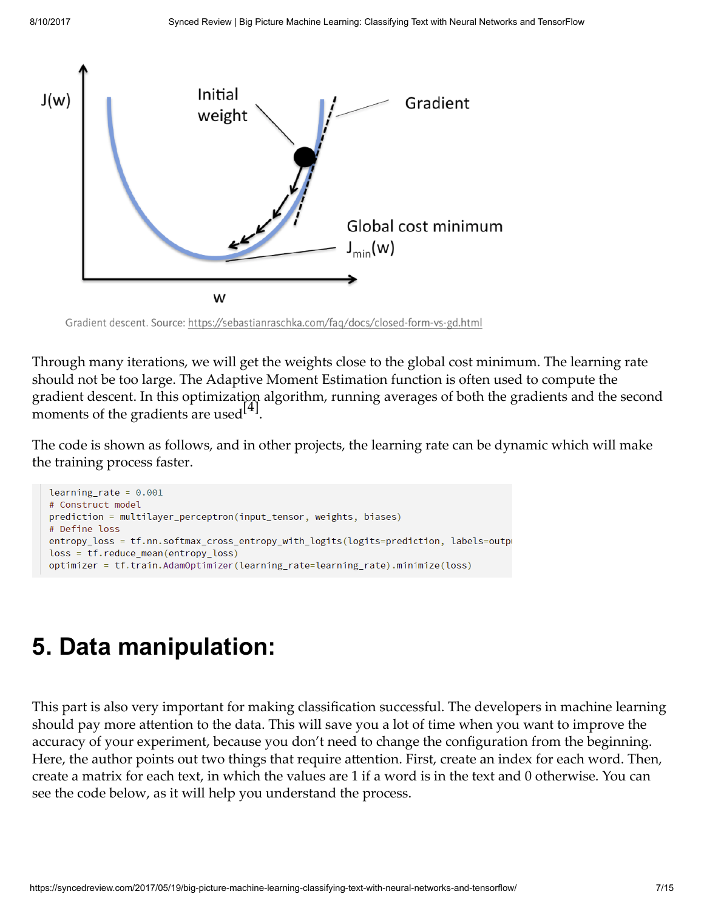Gradient descent. Source: https://sebastianraschka.com/faq/docs/closed-form-vs-gd.html

Through many iterations, we will get the weights close to the global cost minimum. The learning rate should not be too large. The Adaptive Moment Estimation function is often used to compute the gradient descent. In this optimization algorithm, running averages of both the gradients and the second moments of the gradients are used[4].

The code is shown as follows, and in other projects, the learning rate can be dynamic which will make the training process faster.

```
learning_rate = 0.001
# Construct model
prediction = multilayer_perceptron(input_tensor, weights, biases)
# Define loss
entropy_loss = tf.nn.softmax_cross_entropy_with_logits(logits=prediction, labels=outpu
loss = tf.reduce_mean(entropy_loss)
optimizer = tf.train.AdamOptimizer(learning_rate=learning_rate).minimize(loss)
```

# 5. Data manipulation:

This part is also very important for making classification successful. The developers in machine learning should pay more attention to the data. This will save you a lot of time when you want to improve the accuracy of your experiment, because you don't need to change the configuration from the beginning. Here, the author points out two things that require attention. First, create an index for each word. Then, create a matrix for each text, in which the values are 1 if a word is in the text and 0 otherwise. You can see the code below, as it will help you understand the process.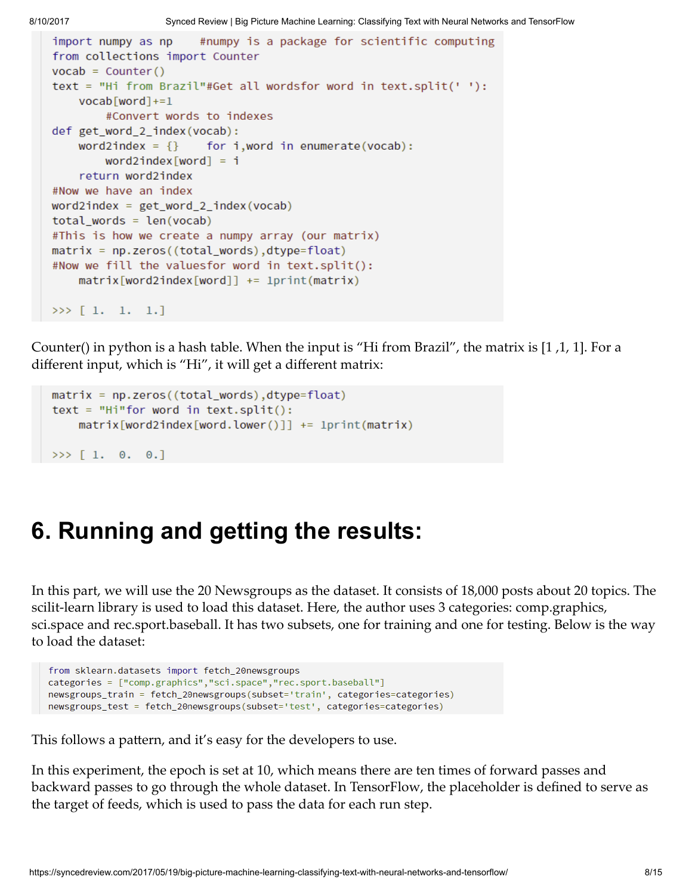```
import numpy as np    #numpy is a package for scientific computing
from collections import Counter
vocab = Counter()
text = "Hi from Brazil"#Get all wordsfor word in text.split(' '):
    vocab[word]+=1
        #Convert words to indexes
def get_word_2_index(vocab):
    word2index = {}    for i,word in enumerate(vocab):
        word2index[word] = i
    return word2index
#Now we have an index
word2index = get_word_2_index(vocab)
total_words = len(vocab)
#This is how we create a numpy array (our matrix)
matrix = np.zeros((total_words),dtype=float)
#Now we fill the valuesfor word in text.split():
    matrix[word2index[word]] += 1print(matrix)

>>> [ 1.  1.  1.]
```

Counter() in python is a hash table. When the input is "Hi from Brazil", the matrix is [1 ,1, 1]. For a different input, which is "Hi", it will get a different matrix:

```
matrix = np.zeros((total_words),dtype=float)
text = "Hi"for word in text.split():
    matrix[word2index[word.lower()]] += 1print(matrix)

>>> [ 1.  0.  0.]
```

# 6. Running and getting the results:

In this part, we will use the 20 Newsgroups as the dataset. It consists of 18,000 posts about 20 topics. The scilit-learn library is used to load this dataset. Here, the author uses 3 categories: comp.graphics, sci.space and rec.sport.baseball. It has two subsets, one for training and one for testing. Below is the way to load the dataset:

```
from sklearn.datasets import fetch_20newsgroups
categories = ["comp.graphics","sci.space","rec.sport.baseball"]
newsgroups_train = fetch_20newsgroups(subset='train', categories=categories)
newsgroups_test = fetch_20newsgroups(subset='test', categories=categories)
```

This follows a pattern, and it's easy for the developers to use.

In this experiment, the epoch is set at 10, which means there are ten times of forward passes and backward passes to go through the whole dataset. In TensorFlow, the placeholder is defined to serve as the target of feeds, which is used to pass the data for each run step.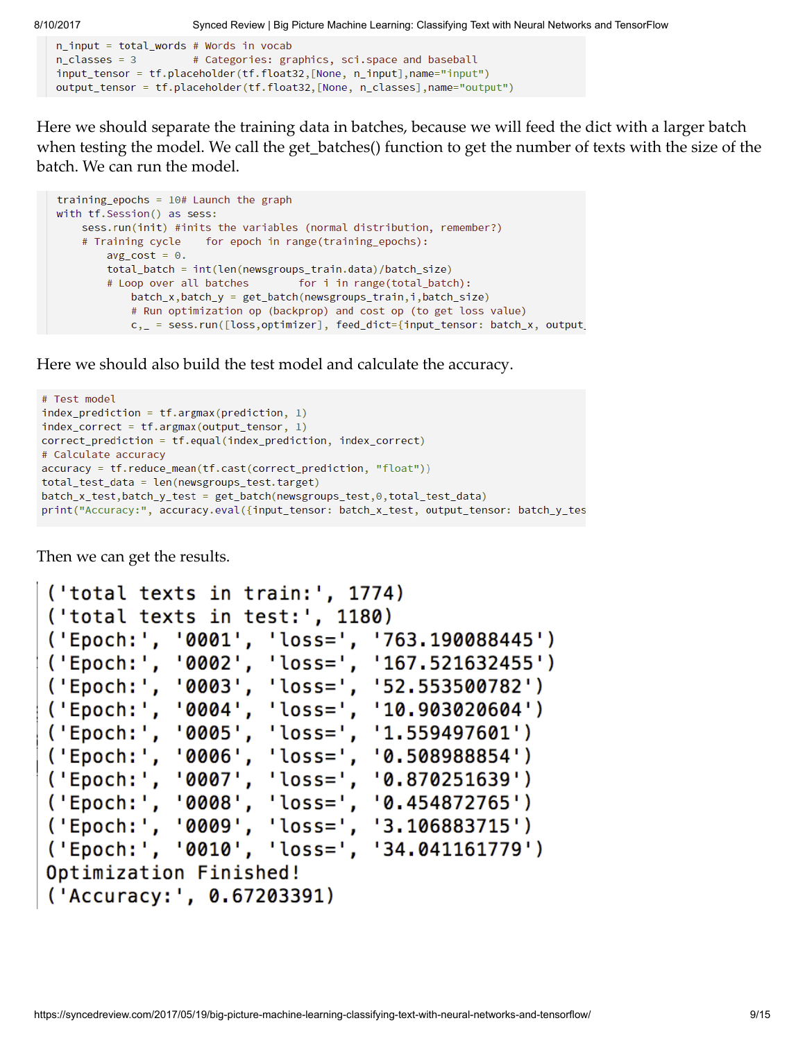```
n_input = total_words # Words in vocab
n_classes = 3         # Categories: graphics, sci.space and baseball
input_tensor = tf.placeholder(tf.float32,[None, n_input],name="input")
output_tensor = tf.placeholder(tf.float32,[None, n_classes],name="output")
```

Here we should separate the training data in batches, because we will feed the dict with a larger batch when testing the model. We call the get_batches() function to get the number of texts with the size of the batch. We can run the model.

```
training_epochs = 10# Launch the graph
with tf.Session() as sess:
    sess.run(init) #inits the variables (normal distribution, remember?)
    # Training cycle    for epoch in range(training_epochs):
        avg_cost = 0.
        total_batch = int(len(newsgroups_train.data)/batch_size)
        # Loop over all batches        for i in range(total_batch):
            batch_x,batch_y = get_batch(newsgroups_train,i,batch_size)
            # Run optimization op (backprop) and cost op (to get loss value)
            c,_ = sess.run([loss,optimizer], feed_dict={input_tensor: batch_x, output_
```

Here we should also build the test model and calculate the accuracy.

```
# Test model
index_prediction = tf.argmax(prediction, 1)
index_correct = tf.argmax(output_tensor, 1)
correct_prediction = tf.equal(index_prediction, index_correct)
# Calculate accuracy
accuracy = tf.reduce_mean(tf.cast(correct_prediction, "float"))
total_test_data = len(newsgroups_test.target)
batch_x_test,batch_y_test = get_batch(newsgroups_test,0,total_test_data)
print("Accuracy:", accuracy.eval({input_tensor: batch_x_test, output_tensor: batch_y_tes
```

Then we can get the results.

```
('total texts in train:', 1774)
('total texts in test:', 1180)
('Epoch:', '0001', 'loss=', '763.190088445')
('Epoch:', '0002', 'loss=', '167.521632455')
('Epoch:', '0003', 'loss=', '52.553500782')
('Epoch:', '0004', 'loss=', '10.903020604')
('Epoch:', '0005', 'loss=', '1.559497601')
('Epoch:', '0006', 'loss=', '0.508988854')
('Epoch:', '0007', 'loss=', '0.870251639')
('Epoch:', '0008', 'loss=', '0.454872765')
('Epoch:', '0009', 'loss=', '3.106883715')
('Epoch:', '0010', 'loss=', '34.041161779')
Optimization Finished!
('Accuracy:', 0.67203391)
```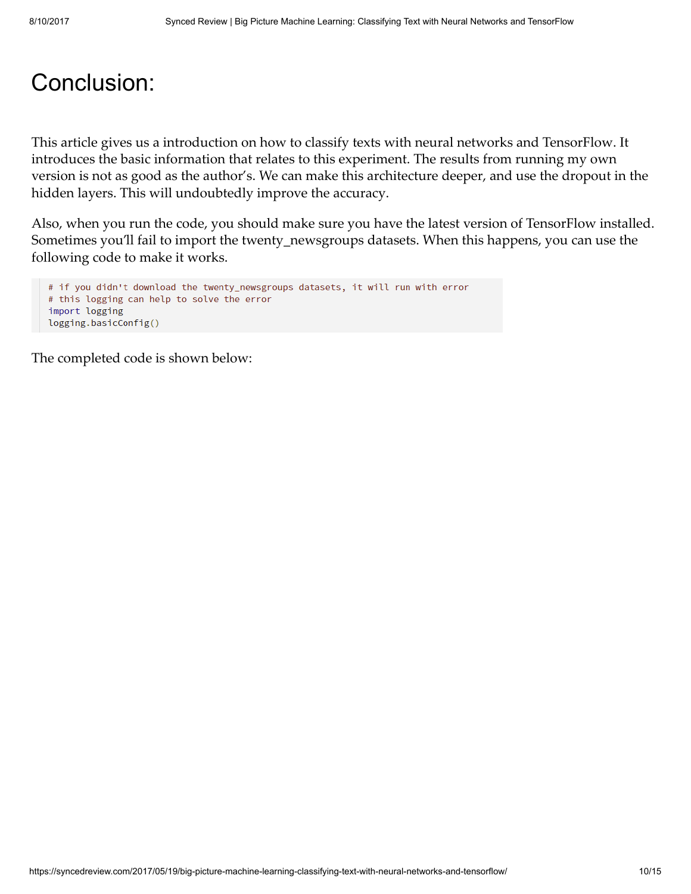# Conclusion:

This article gives us a introduction on how to classify texts with neural networks and TensorFlow. It introduces the basic information that relates to this experiment. The results from running my own version is not as good as the author's. We can make this architecture deeper, and use the dropout in the hidden layers. This will undoubtedly improve the accuracy.

Also, when you run the code, you should make sure you have the latest version of TensorFlow installed. Sometimes you'll fail to import the twenty_newsgroups datasets. When this happens, you can use the following code to make it works.

```
# if you didn't download the twenty_newsgroups datasets, it will run with error
# this logging can help to solve the error
import logging
logging.basicConfig()
```

The completed code is shown below: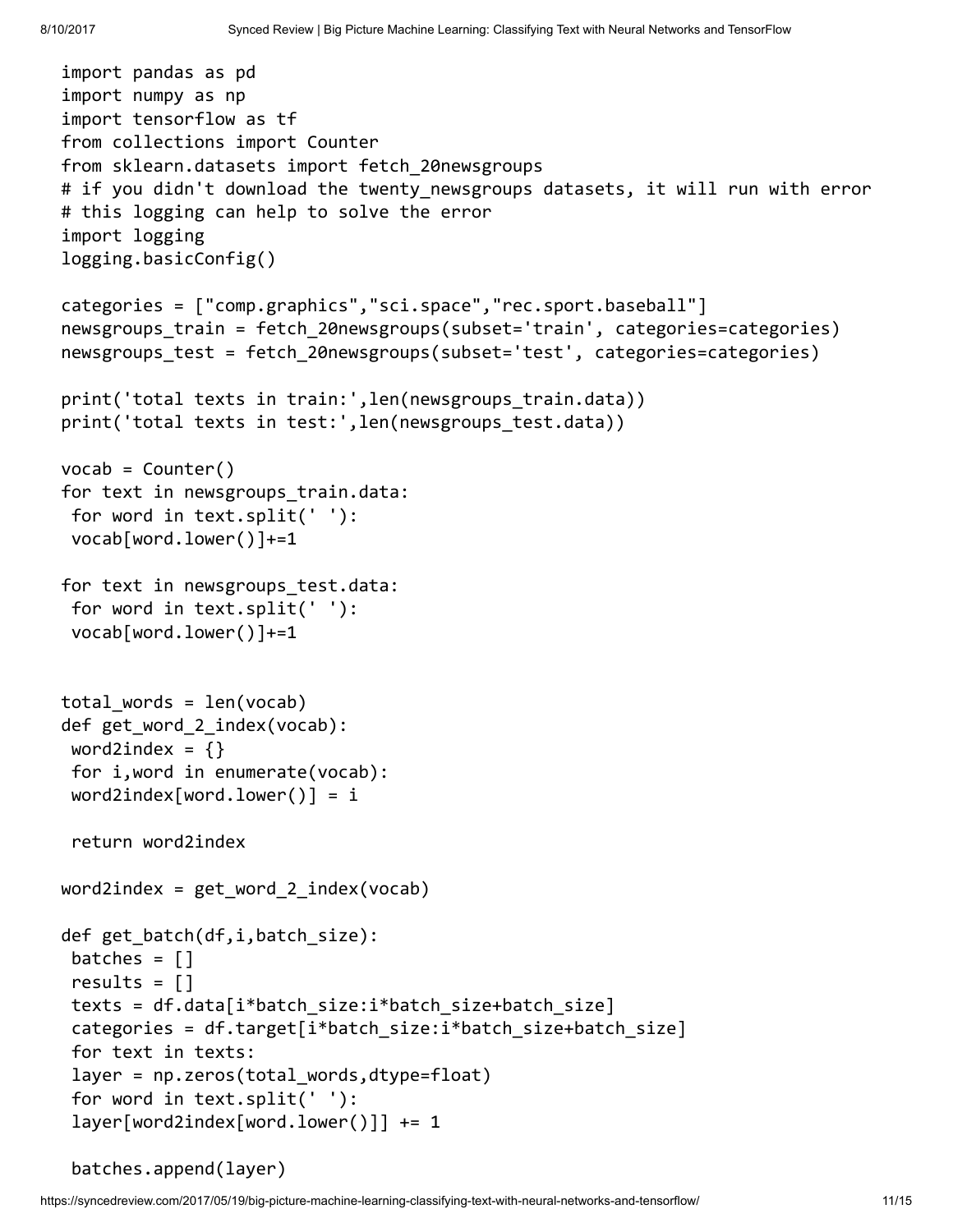```
import pandas as pd
import numpy as np
import tensorflow as tf
from collections import Counter
from sklearn.datasets import fetch_20newsgroups
# if you didn't download the twenty_newsgroups datasets, it will run with error
# this logging can help to solve the error
import logging
logging.basicConfig()

categories = ["comp.graphics","sci.space","rec.sport.baseball"]
newsgroups_train = fetch_20newsgroups(subset='train', categories=categories)
newsgroups_test = fetch_20newsgroups(subset='test', categories=categories)

print('total texts in train:',len(newsgroups_train.data))
print('total texts in test:',len(newsgroups_test.data))

vocab = Counter()
for text in newsgroups_train.data:
 for word in text.split(' '):
 vocab[word.lower()]+=1

for text in newsgroups_test.data:
 for word in text.split(' '):
 vocab[word.lower()]+=1


total_words = len(vocab)
def get_word_2_index(vocab):
 word2index = {}
 for i,word in enumerate(vocab):
 word2index[word.lower()] = i

 return word2index

word2index = get_word_2_index(vocab)

def get_batch(df,i,batch_size):
 batches = []
 results = []
 texts = df.data[i*batch_size:i*batch_size+batch_size]
 categories = df.target[i*batch_size:i*batch_size+batch_size]
 for text in texts:
 layer = np.zeros(total_words,dtype=float)
 for word in text.split(' '):
 layer[word2index[word.lower()]] += 1

 batches.append(layer)
```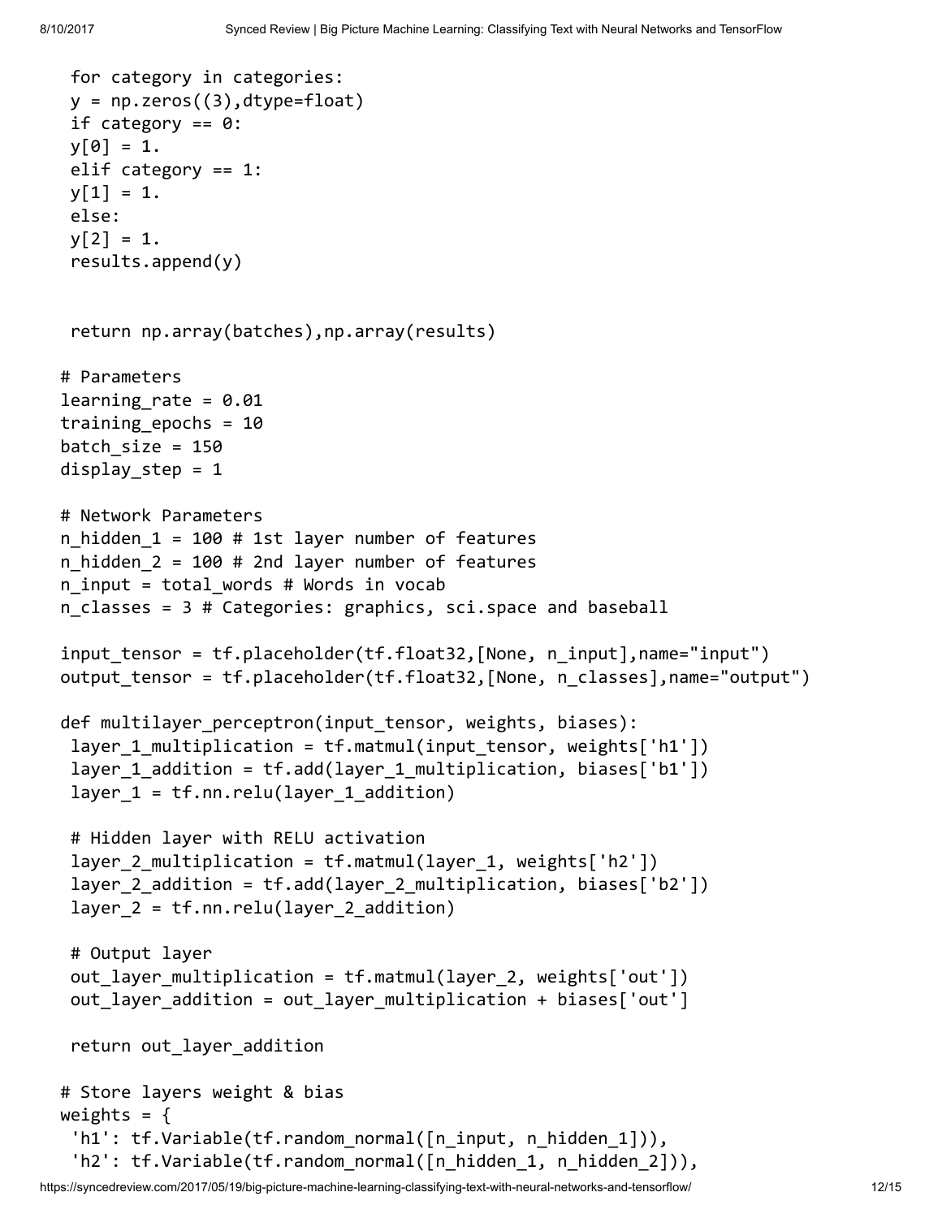```
 for category in categories:
 y = np.zeros((3),dtype=float)
 if category == 0:
 y[0] = 1.
 elif category == 1:
 y[1] = 1.
 else:
 y[2] = 1.
 results.append(y)


 return np.array(batches),np.array(results)

# Parameters
learning_rate = 0.01
training_epochs = 10
batch_size = 150
display_step = 1

# Network Parameters
n_hidden_1 = 100 # 1st layer number of features
n_hidden_2 = 100 # 2nd layer number of features
n_input = total_words # Words in vocab
n_classes = 3 # Categories: graphics, sci.space and baseball

input_tensor = tf.placeholder(tf.float32,[None, n_input],name="input")
output_tensor = tf.placeholder(tf.float32,[None, n_classes],name="output")

def multilayer_perceptron(input_tensor, weights, biases):
 layer_1_multiplication = tf.matmul(input_tensor, weights['h1'])
 layer_1_addition = tf.add(layer_1_multiplication, biases['b1'])
 layer_1 = tf.nn.relu(layer_1_addition)

 # Hidden layer with RELU activation
 layer_2_multiplication = tf.matmul(layer_1, weights['h2'])
 layer_2_addition = tf.add(layer_2_multiplication, biases['b2'])
 layer_2 = tf.nn.relu(layer_2_addition)

 # Output layer
 out_layer_multiplication = tf.matmul(layer_2, weights['out'])
 out_layer_addition = out_layer_multiplication + biases['out']

 return out_layer_addition

# Store layers weight & bias
weights = {
 'h1': tf.Variable(tf.random_normal([n_input, n_hidden_1])),
 'h2': tf.Variable(tf.random_normal([n_hidden_1, n_hidden_2])),
```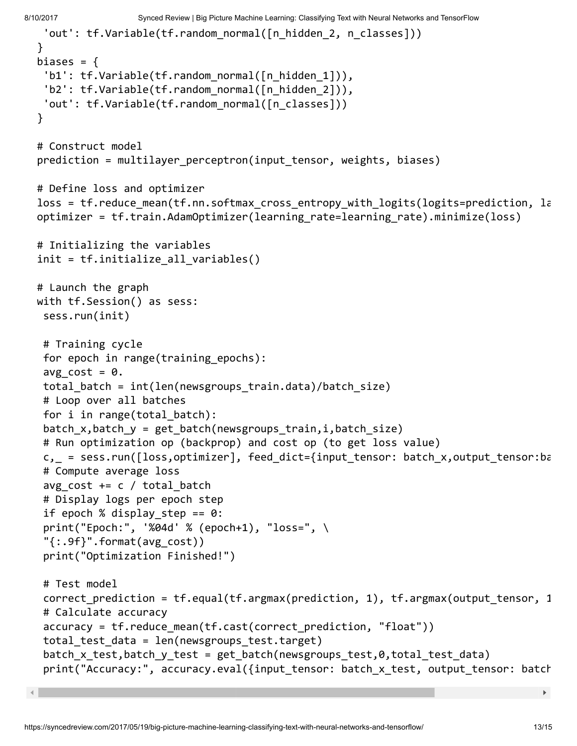```
 'out': tf.Variable(tf.random_normal([n_hidden_2, n_classes]))
}
biases = {
 'b1': tf.Variable(tf.random_normal([n_hidden_1])),
 'b2': tf.Variable(tf.random_normal([n_hidden_2])),
 'out': tf.Variable(tf.random_normal([n_classes]))
}

# Construct model
prediction = multilayer_perceptron(input_tensor, weights, biases)

# Define loss and optimizer
loss = tf.reduce_mean(tf.nn.softmax_cross_entropy_with_logits(logits=prediction, la
optimizer = tf.train.AdamOptimizer(learning_rate=learning_rate).minimize(loss)

# Initializing the variables
init = tf.initialize_all_variables()

# Launch the graph
with tf.Session() as sess:
 sess.run(init)

 # Training cycle
 for epoch in range(training_epochs):
 avg_cost = 0.
 total_batch = int(len(newsgroups_train.data)/batch_size)
 # Loop over all batches
 for i in range(total_batch):
 batch_x,batch_y = get_batch(newsgroups_train,i,batch_size)
 # Run optimization op (backprop) and cost op (to get loss value)
 c,_ = sess.run([loss,optimizer], feed_dict={input_tensor: batch_x,output_tensor:ba
 # Compute average loss
 avg_cost += c / total_batch
 # Display logs per epoch step
 if epoch % display_step == 0:
 print("Epoch:", '%04d' % (epoch+1), "loss=", \
 "{:.9f}".format(avg_cost))
 print("Optimization Finished!")

 # Test model
 correct_prediction = tf.equal(tf.argmax(prediction, 1), tf.argmax(output_tensor, 1
 # Calculate accuracy
 accuracy = tf.reduce_mean(tf.cast(correct_prediction, "float"))
 total_test_data = len(newsgroups_test.target)
 batch_x_test,batch_y_test = get_batch(newsgroups_test,0,total_test_data)
 print("Accuracy:", accuracy.eval({input_tensor: batch_x_test, output_tensor: batch
```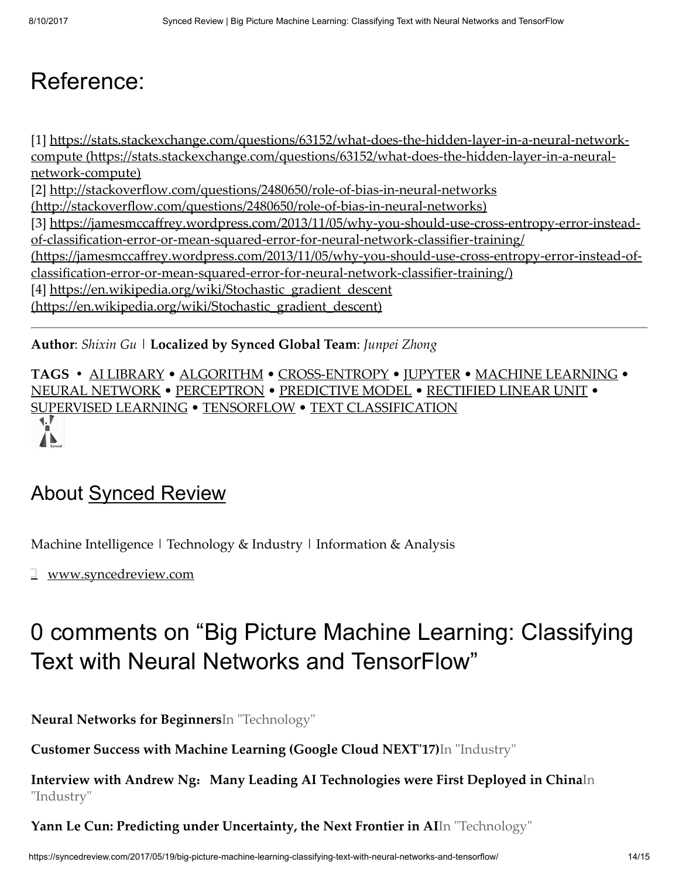# Reference:

[1] https://stats.stackexchange.com/questions/63152/what-does-the-hidden-layer-in-a-neural-network-compute (https://stats.stackexchange.com/questions/63152/what-does-the-hidden-layer-in-a-neural-network-compute)
[2] http://stackoverflow.com/questions/2480650/role-of-bias-in-neural-networks (http://stackoverflow.com/questions/2480650/role-of-bias-in-neural-networks)
[3] https://jamesmccaffrey.wordpress.com/2013/11/05/why-you-should-use-cross-entropy-error-instead-of-classification-error-or-mean-squared-error-for-neural-network-classifier-training/ (https://jamesmccaffrey.wordpress.com/2013/11/05/why-you-should-use-cross-entropy-error-instead-of-classification-error-or-mean-squared-error-for-neural-network-classifier-training/)
[4] https://en.wikipedia.org/wiki/Stochastic_gradient_descent (https://en.wikipedia.org/wiki/Stochastic_gradient_descent)

---

**Author**: *Shixin Gu* | **Localized by Synced Global Team**: *Junpei Zhong*

**TAGS** • AI LIBRARY • ALGORITHM • CROSS-ENTROPY • JUPYTER • MACHINE LEARNING • NEURAL NETWORK • PERCEPTRON • PREDICTIVE MODEL • RECTIFIED LINEAR UNIT • SUPERVISED LEARNING • TENSORFLOW • TEXT CLASSIFICATION

## About Synced Review

Machine Intelligence | Technology & Industry | Information & Analysis

www.syncedreview.com

# 0 comments on "Big Picture Machine Learning: Classifying Text with Neural Networks and TensorFlow"

**Neural Networks for Beginners** In "Technology"

**Customer Success with Machine Learning (Google Cloud NEXT'17)** In "Industry"

**Interview with Andrew Ng: Many Leading AI Technologies were First Deployed in China** In "Industry"

**Yann Le Cun: Predicting under Uncertainty, the Next Frontier in AI** In "Technology"